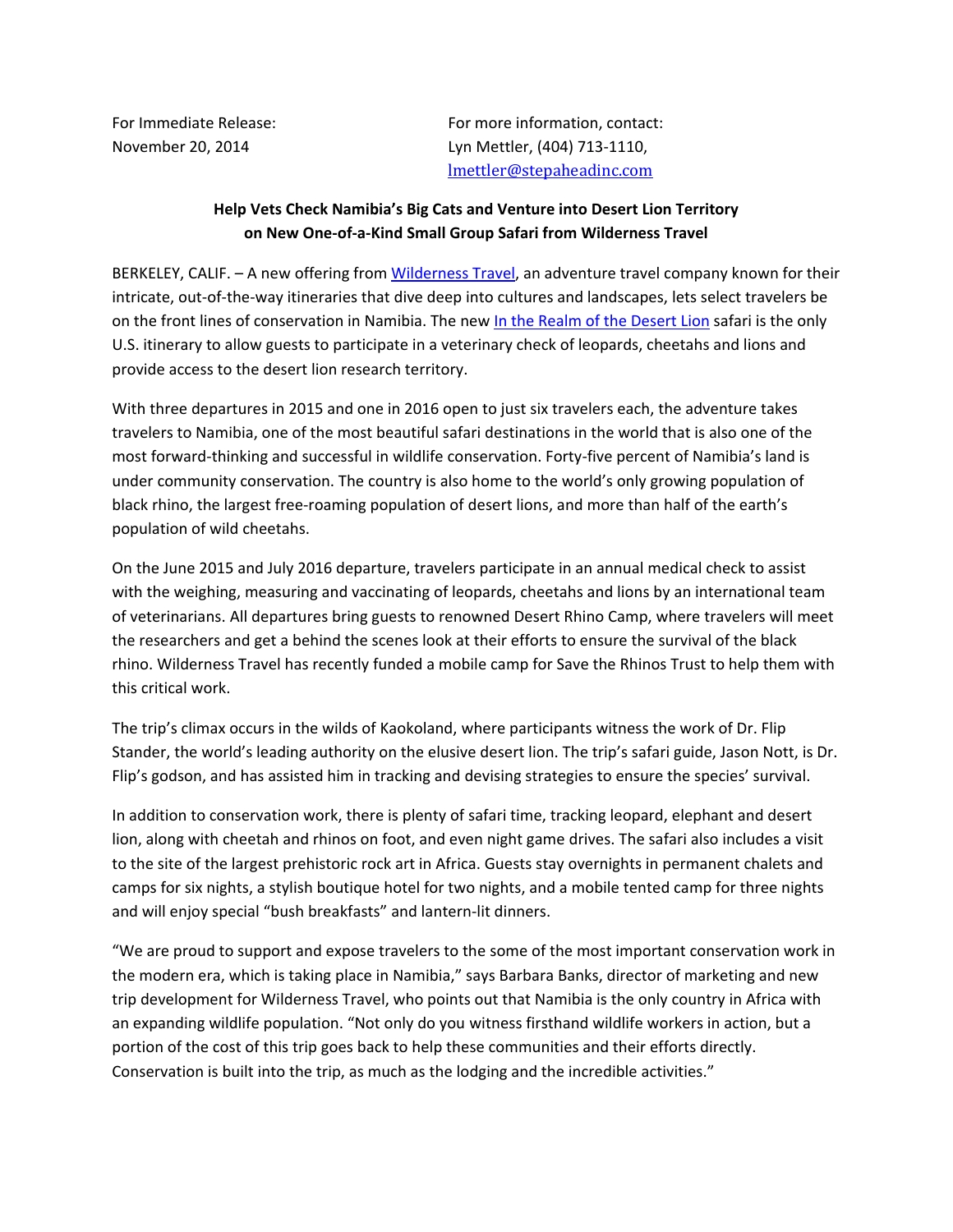For Immediate Release:
November 20, 2014

For more information, contact:
Lyn Mettler, (404) 713-1110,
lmettler@stepaheadinc.com

**Help Vets Check Namibia's Big Cats and Venture into Desert Lion Territory on New One-of-a-Kind Small Group Safari from Wilderness Travel**

BERKELEY, CALIF. – A new offering from Wilderness Travel, an adventure travel company known for their intricate, out-of-the-way itineraries that dive deep into cultures and landscapes, lets select travelers be on the front lines of conservation in Namibia. The new In the Realm of the Desert Lion safari is the only U.S. itinerary to allow guests to participate in a veterinary check of leopards, cheetahs and lions and provide access to the desert lion research territory.

With three departures in 2015 and one in 2016 open to just six travelers each, the adventure takes travelers to Namibia, one of the most beautiful safari destinations in the world that is also one of the most forward-thinking and successful in wildlife conservation. Forty-five percent of Namibia's land is under community conservation. The country is also home to the world's only growing population of black rhino, the largest free-roaming population of desert lions, and more than half of the earth's population of wild cheetahs.

On the June 2015 and July 2016 departure, travelers participate in an annual medical check to assist with the weighing, measuring and vaccinating of leopards, cheetahs and lions by an international team of veterinarians. All departures bring guests to renowned Desert Rhino Camp, where travelers will meet the researchers and get a behind the scenes look at their efforts to ensure the survival of the black rhino. Wilderness Travel has recently funded a mobile camp for Save the Rhinos Trust to help them with this critical work.

The trip's climax occurs in the wilds of Kaokoland, where participants witness the work of Dr. Flip Stander, the world's leading authority on the elusive desert lion. The trip's safari guide, Jason Nott, is Dr. Flip's godson, and has assisted him in tracking and devising strategies to ensure the species' survival.

In addition to conservation work, there is plenty of safari time, tracking leopard, elephant and desert lion, along with cheetah and rhinos on foot, and even night game drives. The safari also includes a visit to the site of the largest prehistoric rock art in Africa. Guests stay overnights in permanent chalets and camps for six nights, a stylish boutique hotel for two nights, and a mobile tented camp for three nights and will enjoy special "bush breakfasts" and lantern-lit dinners.

"We are proud to support and expose travelers to the some of the most important conservation work in the modern era, which is taking place in Namibia," says Barbara Banks, director of marketing and new trip development for Wilderness Travel, who points out that Namibia is the only country in Africa with an expanding wildlife population. "Not only do you witness firsthand wildlife workers in action, but a portion of the cost of this trip goes back to help these communities and their efforts directly. Conservation is built into the trip, as much as the lodging and the incredible activities."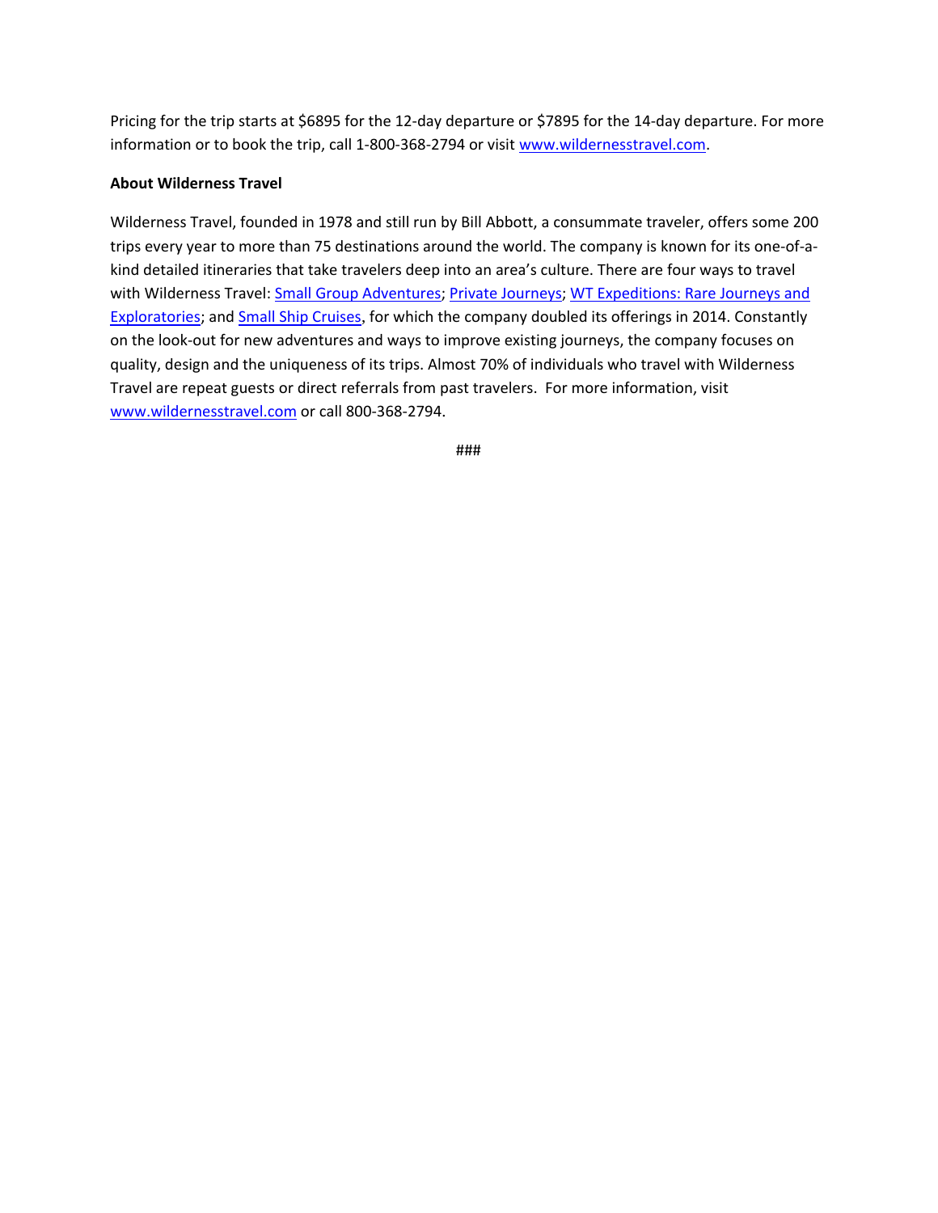Pricing for the trip starts at $6895 for the 12-day departure or $7895 for the 14-day departure. For more information or to book the trip, call 1-800-368-2794 or visit www.wildernesstravel.com.

**About Wilderness Travel**

Wilderness Travel, founded in 1978 and still run by Bill Abbott, a consummate traveler, offers some 200 trips every year to more than 75 destinations around the world. The company is known for its one-of-a-kind detailed itineraries that take travelers deep into an area's culture. There are four ways to travel with Wilderness Travel: Small Group Adventures; Private Journeys; WT Expeditions: Rare Journeys and Exploratories; and Small Ship Cruises, for which the company doubled its offerings in 2014. Constantly on the look-out for new adventures and ways to improve existing journeys, the company focuses on quality, design and the uniqueness of its trips. Almost 70% of individuals who travel with Wilderness Travel are repeat guests or direct referrals from past travelers. For more information, visit www.wildernesstravel.com or call 800-368-2794.

###